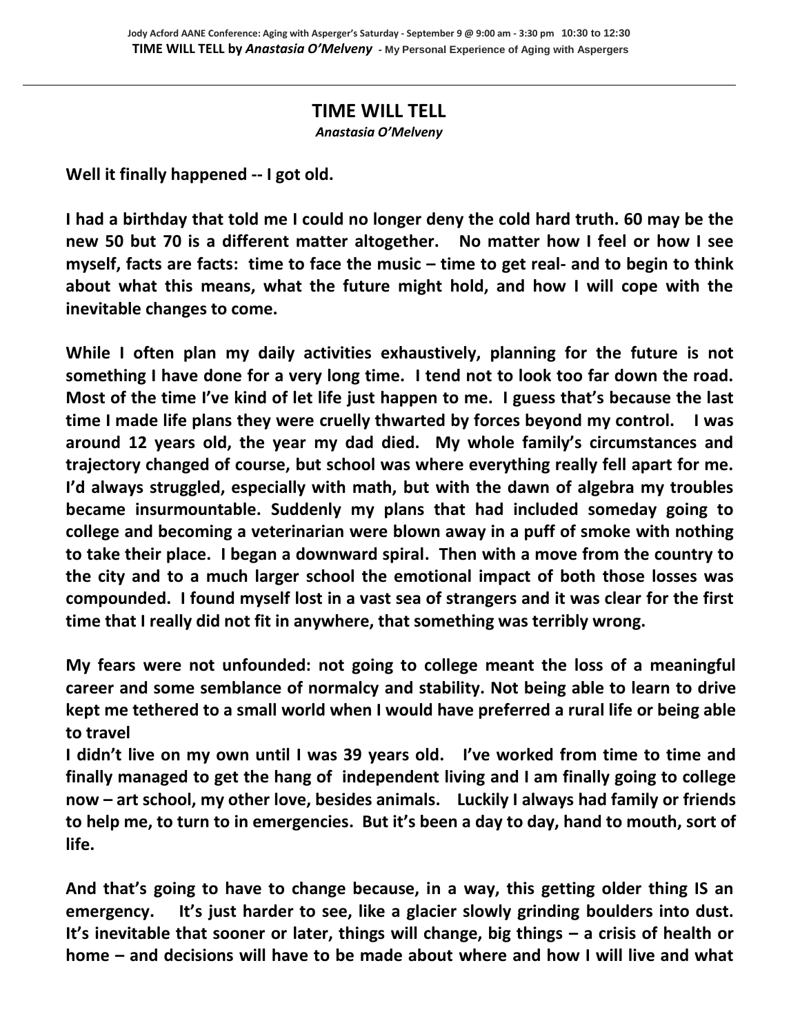# TIME WILL TELL

***Anastasia O'Melveny***

**Well it finally happened -- I got old.**

**I had a birthday that told me I could no longer deny the cold hard truth. 60 may be the new 50 but 70 is a different matter altogether. No matter how I feel or how I see myself, facts are facts: time to face the music – time to get real- and to begin to think about what this means, what the future might hold, and how I will cope with the inevitable changes to come.**

**While I often plan my daily activities exhaustively, planning for the future is not something I have done for a very long time. I tend not to look too far down the road. Most of the time I've kind of let life just happen to me. I guess that's because the last time I made life plans they were cruelly thwarted by forces beyond my control. I was around 12 years old, the year my dad died. My whole family's circumstances and trajectory changed of course, but school was where everything really fell apart for me. I'd always struggled, especially with math, but with the dawn of algebra my troubles became insurmountable. Suddenly my plans that had included someday going to college and becoming a veterinarian were blown away in a puff of smoke with nothing to take their place. I began a downward spiral. Then with a move from the country to the city and to a much larger school the emotional impact of both those losses was compounded. I found myself lost in a vast sea of strangers and it was clear for the first time that I really did not fit in anywhere, that something was terribly wrong.**

**My fears were not unfounded: not going to college meant the loss of a meaningful career and some semblance of normalcy and stability. Not being able to learn to drive kept me tethered to a small world when I would have preferred a rural life or being able to travel**

**I didn't live on my own until I was 39 years old. I've worked from time to time and finally managed to get the hang of independent living and I am finally going to college now – art school, my other love, besides animals. Luckily I always had family or friends to help me, to turn to in emergencies. But it's been a day to day, hand to mouth, sort of life.**

**And that's going to have to change because, in a way, this getting older thing IS an emergency. It's just harder to see, like a glacier slowly grinding boulders into dust. It's inevitable that sooner or later, things will change, big things – a crisis of health or home – and decisions will have to be made about where and how I will live and what**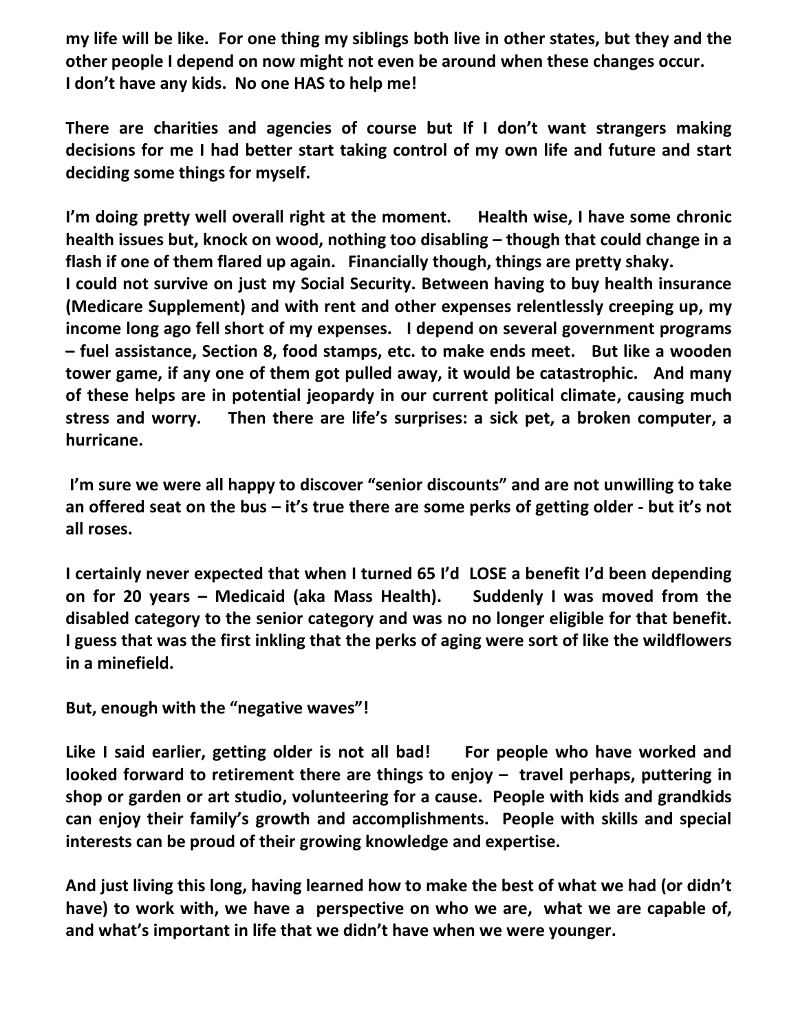**my life will be like. For one thing my siblings both live in other states, but they and the other people I depend on now might not even be around when these changes occur. I don't have any kids. No one HAS to help me!**

**There are charities and agencies of course but If I don't want strangers making decisions for me I had better start taking control of my own life and future and start deciding some things for myself.**

**I'm doing pretty well overall right at the moment. Health wise, I have some chronic health issues but, knock on wood, nothing too disabling – though that could change in a flash if one of them flared up again. Financially though, things are pretty shaky. I could not survive on just my Social Security. Between having to buy health insurance (Medicare Supplement) and with rent and other expenses relentlessly creeping up, my income long ago fell short of my expenses. I depend on several government programs – fuel assistance, Section 8, food stamps, etc. to make ends meet. But like a wooden tower game, if any one of them got pulled away, it would be catastrophic. And many of these helps are in potential jeopardy in our current political climate, causing much stress and worry. Then there are life's surprises: a sick pet, a broken computer, a hurricane.**

**I'm sure we were all happy to discover "senior discounts" and are not unwilling to take an offered seat on the bus – it's true there are some perks of getting older - but it's not all roses.**

**I certainly never expected that when I turned 65 I'd LOSE a benefit I'd been depending on for 20 years – Medicaid (aka Mass Health). Suddenly I was moved from the disabled category to the senior category and was no no longer eligible for that benefit. I guess that was the first inkling that the perks of aging were sort of like the wildflowers in a minefield.**

**But, enough with the "negative waves"!**

**Like I said earlier, getting older is not all bad! For people who have worked and looked forward to retirement there are things to enjoy – travel perhaps, puttering in shop or garden or art studio, volunteering for a cause. People with kids and grandkids can enjoy their family's growth and accomplishments. People with skills and special interests can be proud of their growing knowledge and expertise.**

**And just living this long, having learned how to make the best of what we had (or didn't have) to work with, we have a perspective on who we are, what we are capable of, and what's important in life that we didn't have when we were younger.**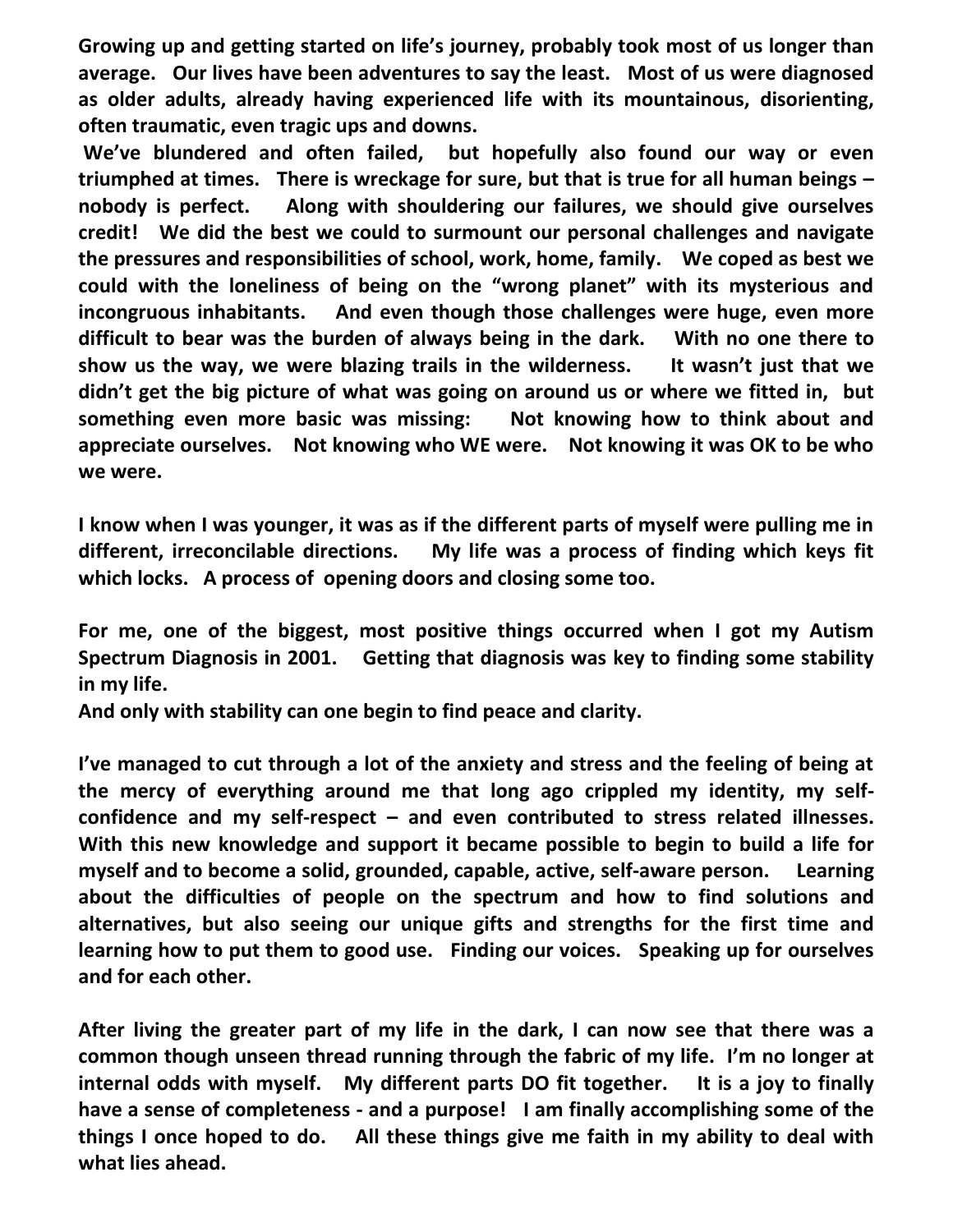**Growing up and getting started on life's journey, probably took most of us longer than average. Our lives have been adventures to say the least. Most of us were diagnosed as older adults, already having experienced life with its mountainous, disorienting, often traumatic, even tragic ups and downs.**

**We've blundered and often failed, but hopefully also found our way or even triumphed at times. There is wreckage for sure, but that is true for all human beings – nobody is perfect. Along with shouldering our failures, we should give ourselves credit! We did the best we could to surmount our personal challenges and navigate the pressures and responsibilities of school, work, home, family. We coped as best we could with the loneliness of being on the "wrong planet" with its mysterious and incongruous inhabitants. And even though those challenges were huge, even more difficult to bear was the burden of always being in the dark. With no one there to show us the way, we were blazing trails in the wilderness. It wasn't just that we didn't get the big picture of what was going on around us or where we fitted in, but something even more basic was missing: Not knowing how to think about and appreciate ourselves. Not knowing who WE were. Not knowing it was OK to be who we were.**

**I know when I was younger, it was as if the different parts of myself were pulling me in different, irreconcilable directions. My life was a process of finding which keys fit which locks. A process of opening doors and closing some too.**

**For me, one of the biggest, most positive things occurred when I got my Autism Spectrum Diagnosis in 2001. Getting that diagnosis was key to finding some stability in my life.**
**And only with stability can one begin to find peace and clarity.**

**I've managed to cut through a lot of the anxiety and stress and the feeling of being at the mercy of everything around me that long ago crippled my identity, my self-confidence and my self-respect – and even contributed to stress related illnesses. With this new knowledge and support it became possible to begin to build a life for myself and to become a solid, grounded, capable, active, self-aware person. Learning about the difficulties of people on the spectrum and how to find solutions and alternatives, but also seeing our unique gifts and strengths for the first time and learning how to put them to good use. Finding our voices. Speaking up for ourselves and for each other.**

**After living the greater part of my life in the dark, I can now see that there was a common though unseen thread running through the fabric of my life. I'm no longer at internal odds with myself. My different parts DO fit together. It is a joy to finally have a sense of completeness - and a purpose! I am finally accomplishing some of the things I once hoped to do. All these things give me faith in my ability to deal with what lies ahead.**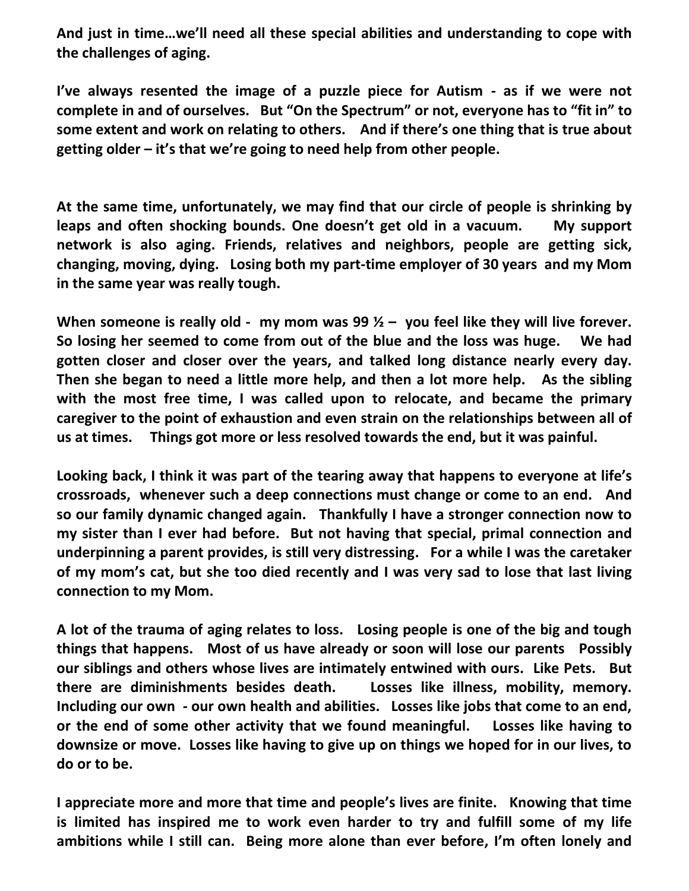**And just in time…we'll need all these special abilities and understanding to cope with the challenges of aging.**

**I've always resented the image of a puzzle piece for Autism - as if we were not complete in and of ourselves. But "On the Spectrum" or not, everyone has to "fit in" to some extent and work on relating to others. And if there's one thing that is true about getting older – it's that we're going to need help from other people.**

**At the same time, unfortunately, we may find that our circle of people is shrinking by leaps and often shocking bounds. One doesn't get old in a vacuum. My support network is also aging. Friends, relatives and neighbors, people are getting sick, changing, moving, dying. Losing both my part-time employer of 30 years and my Mom in the same year was really tough.**

**When someone is really old - my mom was 99 ½ – you feel like they will live forever. So losing her seemed to come from out of the blue and the loss was huge. We had gotten closer and closer over the years, and talked long distance nearly every day. Then she began to need a little more help, and then a lot more help. As the sibling with the most free time, I was called upon to relocate, and became the primary caregiver to the point of exhaustion and even strain on the relationships between all of us at times. Things got more or less resolved towards the end, but it was painful.**

**Looking back, I think it was part of the tearing away that happens to everyone at life's crossroads, whenever such a deep connections must change or come to an end. And so our family dynamic changed again. Thankfully I have a stronger connection now to my sister than I ever had before. But not having that special, primal connection and underpinning a parent provides, is still very distressing. For a while I was the caretaker of my mom's cat, but she too died recently and I was very sad to lose that last living connection to my Mom.**

**A lot of the trauma of aging relates to loss. Losing people is one of the big and tough things that happens. Most of us have already or soon will lose our parents Possibly our siblings and others whose lives are intimately entwined with ours. Like Pets. But there are diminishments besides death. Losses like illness, mobility, memory. Including our own - our own health and abilities. Losses like jobs that come to an end, or the end of some other activity that we found meaningful. Losses like having to downsize or move. Losses like having to give up on things we hoped for in our lives, to do or to be.**

**I appreciate more and more that time and people's lives are finite. Knowing that time is limited has inspired me to work even harder to try and fulfill some of my life ambitions while I still can. Being more alone than ever before, I'm often lonely and**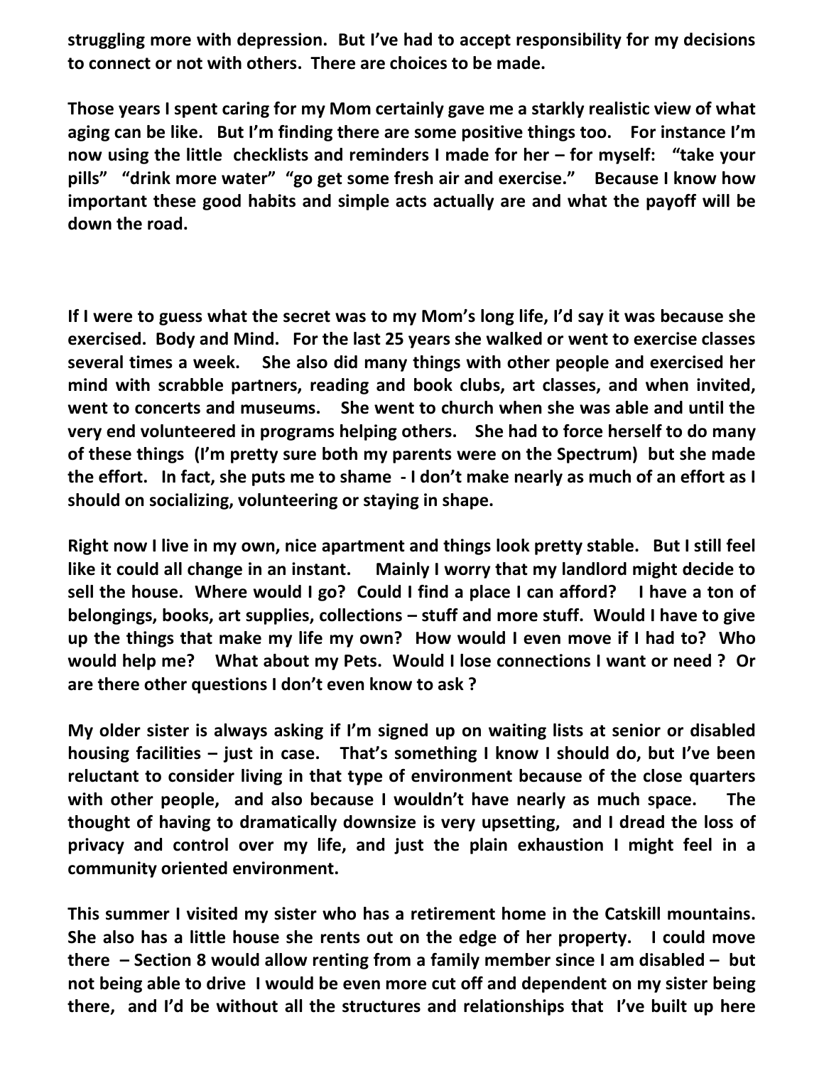**struggling more with depression. But I've had to accept responsibility for my decisions to connect or not with others. There are choices to be made.**

**Those years I spent caring for my Mom certainly gave me a starkly realistic view of what aging can be like. But I'm finding there are some positive things too. For instance I'm now using the little checklists and reminders I made for her – for myself: "take your pills" "drink more water" "go get some fresh air and exercise." Because I know how important these good habits and simple acts actually are and what the payoff will be down the road.**

**If I were to guess what the secret was to my Mom's long life, I'd say it was because she exercised. Body and Mind. For the last 25 years she walked or went to exercise classes several times a week. She also did many things with other people and exercised her mind with scrabble partners, reading and book clubs, art classes, and when invited, went to concerts and museums. She went to church when she was able and until the very end volunteered in programs helping others. She had to force herself to do many of these things (I'm pretty sure both my parents were on the Spectrum) but she made the effort. In fact, she puts me to shame - I don't make nearly as much of an effort as I should on socializing, volunteering or staying in shape.**

**Right now I live in my own, nice apartment and things look pretty stable. But I still feel like it could all change in an instant. Mainly I worry that my landlord might decide to sell the house. Where would I go? Could I find a place I can afford? I have a ton of belongings, books, art supplies, collections – stuff and more stuff. Would I have to give up the things that make my life my own? How would I even move if I had to? Who would help me? What about my Pets. Would I lose connections I want or need ? Or are there other questions I don't even know to ask ?**

**My older sister is always asking if I'm signed up on waiting lists at senior or disabled housing facilities – just in case. That's something I know I should do, but I've been reluctant to consider living in that type of environment because of the close quarters with other people, and also because I wouldn't have nearly as much space. The thought of having to dramatically downsize is very upsetting, and I dread the loss of privacy and control over my life, and just the plain exhaustion I might feel in a community oriented environment.**

**This summer I visited my sister who has a retirement home in the Catskill mountains. She also has a little house she rents out on the edge of her property. I could move there – Section 8 would allow renting from a family member since I am disabled – but not being able to drive I would be even more cut off and dependent on my sister being there, and I'd be without all the structures and relationships that I've built up here**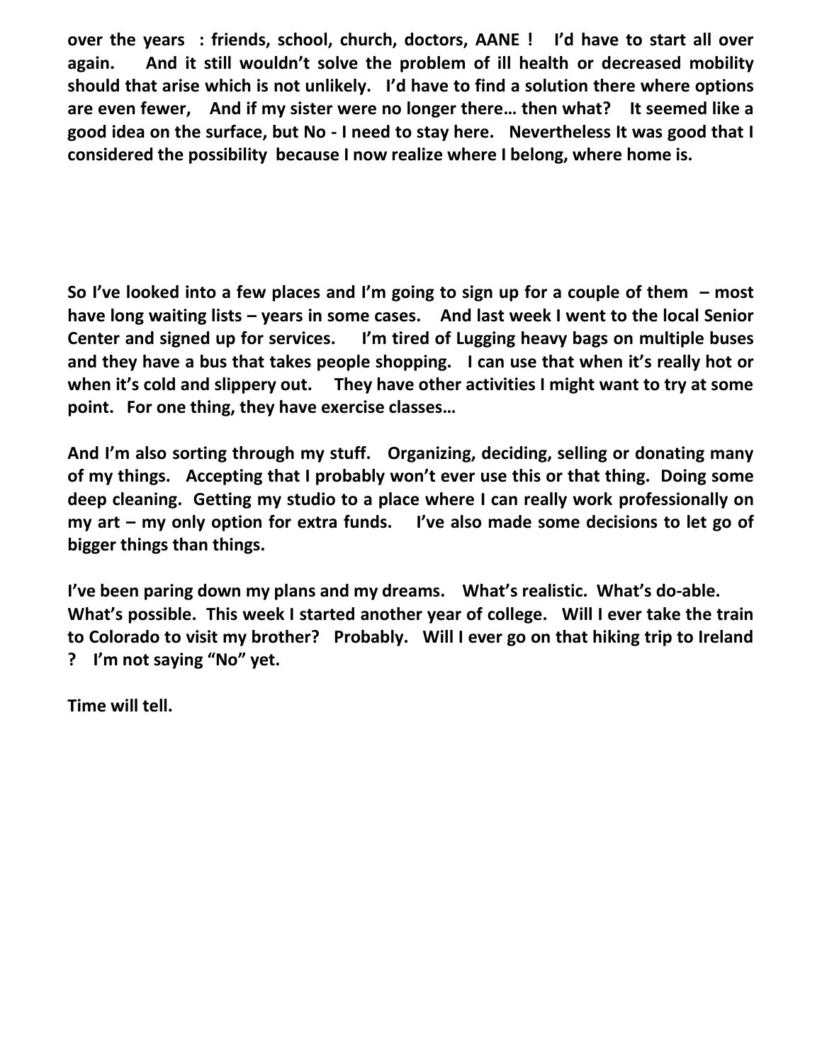**over the years : friends, school, church, doctors, AANE ! I'd have to start all over again. And it still wouldn't solve the problem of ill health or decreased mobility should that arise which is not unlikely. I'd have to find a solution there where options are even fewer, And if my sister were no longer there… then what? It seemed like a good idea on the surface, but No - I need to stay here. Nevertheless It was good that I considered the possibility because I now realize where I belong, where home is.**

**So I've looked into a few places and I'm going to sign up for a couple of them – most have long waiting lists – years in some cases. And last week I went to the local Senior Center and signed up for services. I'm tired of Lugging heavy bags on multiple buses and they have a bus that takes people shopping. I can use that when it's really hot or when it's cold and slippery out. They have other activities I might want to try at some point. For one thing, they have exercise classes…**

**And I'm also sorting through my stuff. Organizing, deciding, selling or donating many of my things. Accepting that I probably won't ever use this or that thing. Doing some deep cleaning. Getting my studio to a place where I can really work professionally on my art – my only option for extra funds. I've also made some decisions to let go of bigger things than things.**

**I've been paring down my plans and my dreams. What's realistic. What's do-able. What's possible. This week I started another year of college. Will I ever take the train to Colorado to visit my brother? Probably. Will I ever go on that hiking trip to Ireland ? I'm not saying "No" yet.**

**Time will tell.**